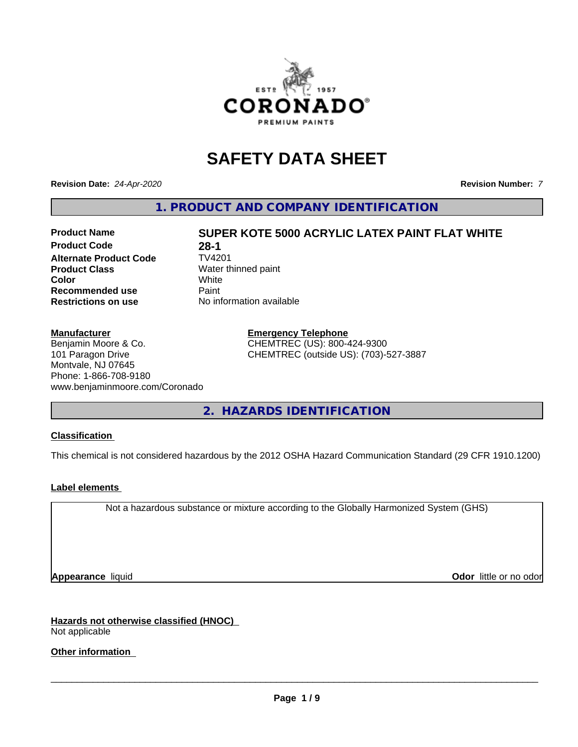# SAFETY DATA SHEET

**Revision Date:** *24-Apr-2020*

**Revision Number:** *7*

## 1. PRODUCT AND COMPANY IDENTIFICATION

| | |
|---|---|
| **Product Name** | **SUPER KOTE 5000 ACRYLIC LATEX PAINT FLAT WHITE** |
| **Product Code** | **28-1** |
| **Alternate Product Code** | TV4201 |
| **Product Class** | Water thinned paint |
| **Color** | White |
| **Recommended use** | Paint |
| **Restrictions on use** | No information available |

**Manufacturer**
Benjamin Moore & Co.
101 Paragon Drive
Montvale, NJ 07645
Phone: 1-866-708-9180
www.benjaminmoore.com/Coronado

**Emergency Telephone**
CHEMTREC (US): 800-424-9300
CHEMTREC (outside US): (703)-527-3887

## 2. HAZARDS IDENTIFICATION

**Classification**

This chemical is not considered hazardous by the 2012 OSHA Hazard Communication Standard (29 CFR 1910.1200)

**Label elements**

Not a hazardous substance or mixture according to the Globally Harmonized System (GHS)

**Appearance** liquid

**Odor** little or no odor

**Hazards not otherwise classified (HNOC)**
Not applicable

**Other information**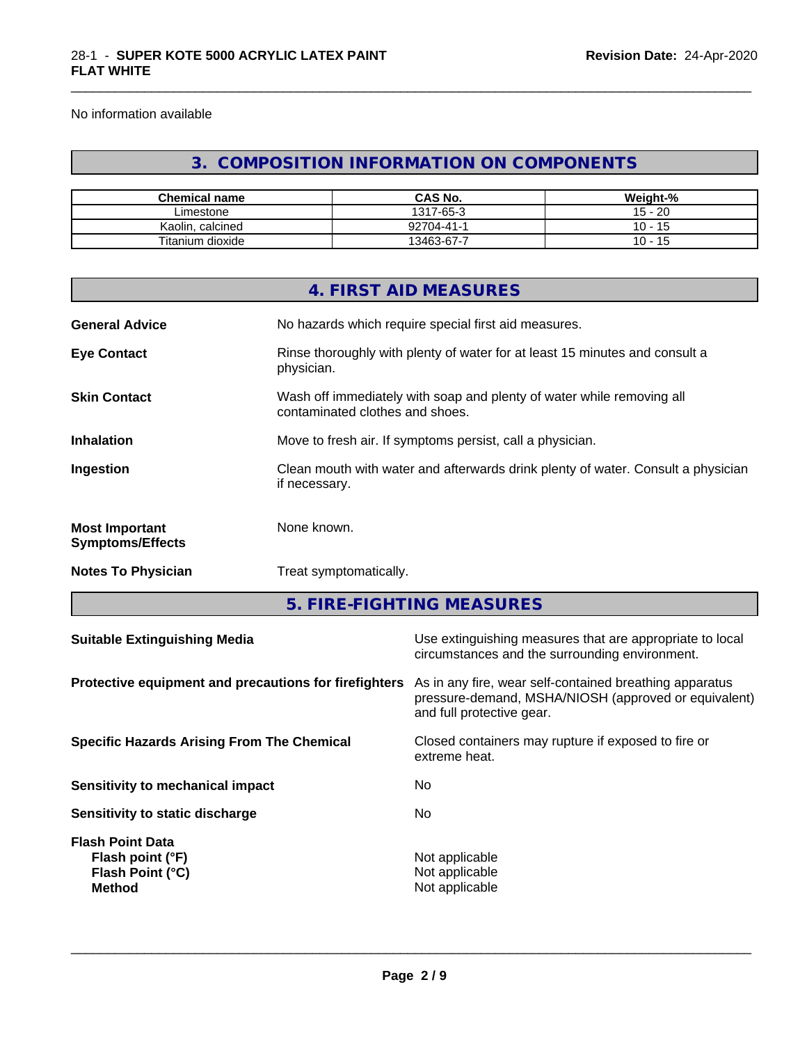No information available

## 3. COMPOSITION INFORMATION ON COMPONENTS

| Chemical name | CAS No. | Weight-% |
|---|---|---|
| Limestone | 1317-65-3 | 15 - 20 |
| Kaolin, calcined | 92704-41-1 | 10 - 15 |
| Titanium dioxide | 13463-67-7 | 10 - 15 |

## 4. FIRST AID MEASURES

**General Advice** No hazards which require special first aid measures.

**Eye Contact** Rinse thoroughly with plenty of water for at least 15 minutes and consult a physician.

**Skin Contact** Wash off immediately with soap and plenty of water while removing all contaminated clothes and shoes.

**Inhalation** Move to fresh air. If symptoms persist, call a physician.

**Ingestion** Clean mouth with water and afterwards drink plenty of water. Consult a physician if necessary.

**Most Important Symptoms/Effects** None known.

**Notes To Physician** Treat symptomatically.

## 5. FIRE-FIGHTING MEASURES

**Suitable Extinguishing Media** Use extinguishing measures that are appropriate to local circumstances and the surrounding environment.

**Protective equipment and precautions for firefighters** As in any fire, wear self-contained breathing apparatus pressure-demand, MSHA/NIOSH (approved or equivalent) and full protective gear.

**Specific Hazards Arising From The Chemical** Closed containers may rupture if exposed to fire or extreme heat.

**Sensitivity to mechanical impact** No

**Sensitivity to static discharge** No

**Flash Point Data**
**Flash point (°F)** Not applicable
**Flash Point (°C)** Not applicable
**Method** Not applicable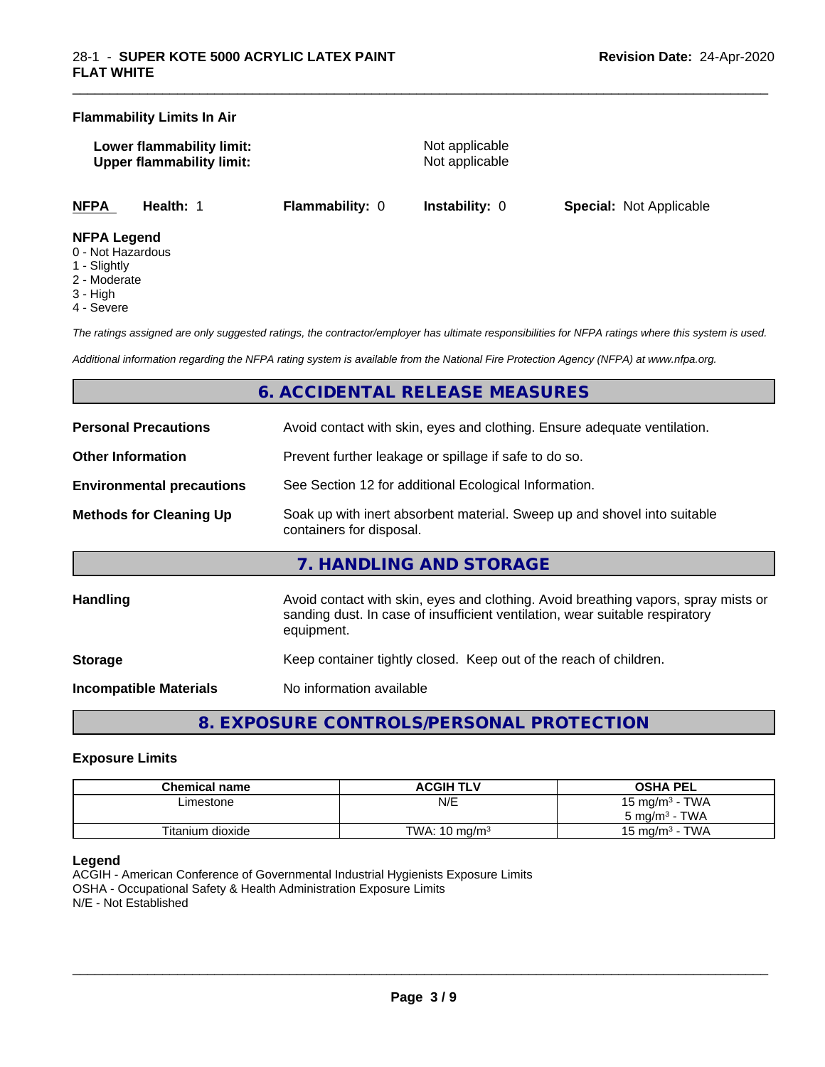**Flammability Limits In Air**

**Lower flammability limit:** Not applicable
**Upper flammability limit:** Not applicable

| **NFPA** | **Health:** 1 | **Flammability:** 0 | **Instability:** 0 | **Special:** Not Applicable |
|---|---|---|---|---|

**NFPA Legend**
0 - Not Hazardous
1 - Slightly
2 - Moderate
3 - High
4 - Severe

*The ratings assigned are only suggested ratings, the contractor/employer has ultimate responsibilities for NFPA ratings where this system is used.*

*Additional information regarding the NFPA rating system is available from the National Fire Protection Agency (NFPA) at www.nfpa.org.*

## 6. ACCIDENTAL RELEASE MEASURES

**Personal Precautions** Avoid contact with skin, eyes and clothing. Ensure adequate ventilation.

**Other Information** Prevent further leakage or spillage if safe to do so.

**Environmental precautions** See Section 12 for additional Ecological Information.

**Methods for Cleaning Up** Soak up with inert absorbent material. Sweep up and shovel into suitable containers for disposal.

## 7. HANDLING AND STORAGE

**Handling** Avoid contact with skin, eyes and clothing. Avoid breathing vapors, spray mists or sanding dust. In case of insufficient ventilation, wear suitable respiratory equipment.

**Storage** Keep container tightly closed. Keep out of the reach of children.

**Incompatible Materials** No information available

## 8. EXPOSURE CONTROLS/PERSONAL PROTECTION

**Exposure Limits**

| Chemical name | ACGIH TLV | OSHA PEL |
|---|---|---|
| Limestone | N/E | 15 mg/m$^3$ - TWA<br>5 mg/m$^3$ - TWA |
| Titanium dioxide | TWA: 10 mg/m$^3$ | 15 mg/m$^3$ - TWA |

**Legend**
ACGIH - American Conference of Governmental Industrial Hygienists Exposure Limits
OSHA - Occupational Safety & Health Administration Exposure Limits
N/E - Not Established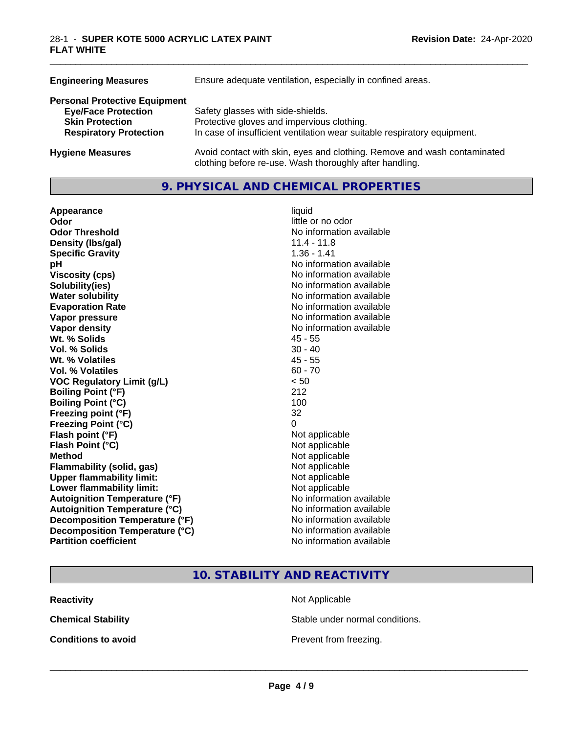| | |
|---|---|
| **Engineering Measures** | Ensure adequate ventilation, especially in confined areas. |

**Personal Protective Equipment**

| | |
|---|---|
| **Eye/Face Protection** | Safety glasses with side-shields. |
| **Skin Protection** | Protective gloves and impervious clothing. |
| **Respiratory Protection** | In case of insufficient ventilation wear suitable respiratory equipment. |

| | |
|---|---|
| **Hygiene Measures** | Avoid contact with skin, eyes and clothing. Remove and wash contaminated clothing before re-use. Wash thoroughly after handling. |

## 9. PHYSICAL AND CHEMICAL PROPERTIES

| | |
|---|---|
| **Appearance** | liquid |
| **Odor** | little or no odor |
| **Odor Threshold** | No information available |
| **Density (lbs/gal)** | 11.4 - 11.8 |
| **Specific Gravity** | 1.36 - 1.41 |
| **pH** | No information available |
| **Viscosity (cps)** | No information available |
| **Solubility(ies)** | No information available |
| **Water solubility** | No information available |
| **Evaporation Rate** | No information available |
| **Vapor pressure** | No information available |
| **Vapor density** | No information available |
| **Wt. % Solids** | 45 - 55 |
| **Vol. % Solids** | 30 - 40 |
| **Wt. % Volatiles** | 45 - 55 |
| **Vol. % Volatiles** | 60 - 70 |
| **VOC Regulatory Limit (g/L)** | < 50 |
| **Boiling Point (°F)** | 212 |
| **Boiling Point (°C)** | 100 |
| **Freezing point (°F)** | 32 |
| **Freezing Point (°C)** | 0 |
| **Flash point (°F)** | Not applicable |
| **Flash Point (°C)** | Not applicable |
| **Method** | Not applicable |
| **Flammability (solid, gas)** | Not applicable |
| **Upper flammability limit:** | Not applicable |
| **Lower flammability limit:** | Not applicable |
| **Autoignition Temperature (°F)** | No information available |
| **Autoignition Temperature (°C)** | No information available |
| **Decomposition Temperature (°F)** | No information available |
| **Decomposition Temperature (°C)** | No information available |
| **Partition coefficient** | No information available |

## 10. STABILITY AND REACTIVITY

| | |
|---|---|
| **Reactivity** | Not Applicable |
| **Chemical Stability** | Stable under normal conditions. |
| **Conditions to avoid** | Prevent from freezing. |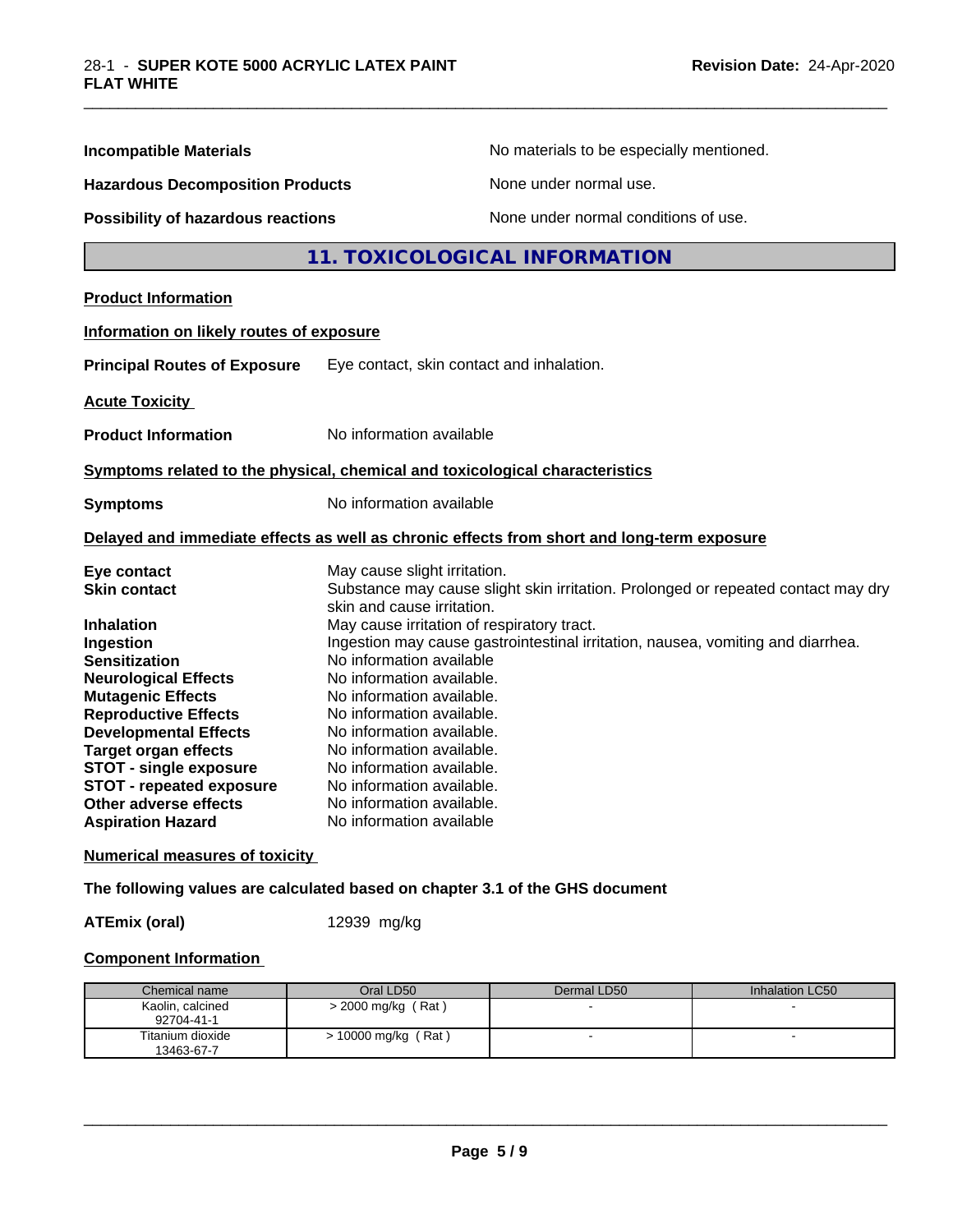**Incompatible Materials** No materials to be especially mentioned.

**Hazardous Decomposition Products** None under normal use.

**Possibility of hazardous reactions** None under normal conditions of use.

## 11. TOXICOLOGICAL INFORMATION

**Product Information**

**Information on likely routes of exposure**

**Principal Routes of Exposure** Eye contact, skin contact and inhalation.

**Acute Toxicity**

**Product Information** No information available

**Symptoms related to the physical, chemical and toxicological characteristics**

**Symptoms** No information available

**Delayed and immediate effects as well as chronic effects from short and long-term exposure**

**Eye contact** May cause slight irritation.
**Skin contact** Substance may cause slight skin irritation. Prolonged or repeated contact may dry skin and cause irritation.
**Inhalation** May cause irritation of respiratory tract.
**Ingestion** Ingestion may cause gastrointestinal irritation, nausea, vomiting and diarrhea.
**Sensitization** No information available
**Neurological Effects** No information available.
**Mutagenic Effects** No information available.
**Reproductive Effects** No information available.
**Developmental Effects** No information available.
**Target organ effects** No information available.
**STOT - single exposure** No information available.
**STOT - repeated exposure** No information available.
**Other adverse effects** No information available.
**Aspiration Hazard** No information available

**Numerical measures of toxicity**

**The following values are calculated based on chapter 3.1 of the GHS document**

**ATEmix (oral)** 12939 mg/kg

**Component Information**

| Chemical name | Oral LD50 | Dermal LD50 | Inhalation LC50 |
|---|---|---|---|
| Kaolin, calcined 92704-41-1 | > 2000 mg/kg ( Rat ) | - | - |
| Titanium dioxide 13463-67-7 | > 10000 mg/kg ( Rat ) | - | - |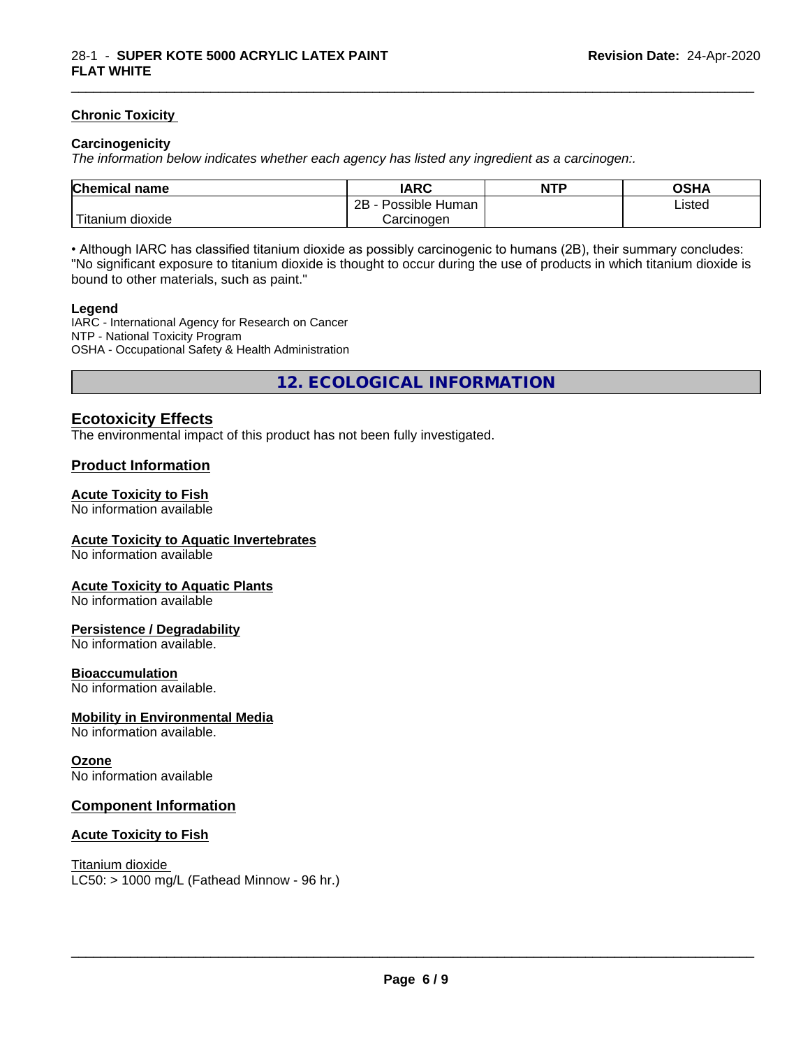### Chronic Toxicity

**Carcinogenicity**

*The information below indicates whether each agency has listed any ingredient as a carcinogen:.*

| Chemical name | IARC | NTP | OSHA |
|---|---|---|---|
| Titanium dioxide | 2B - Possible Human Carcinogen | | Listed |

• Although IARC has classified titanium dioxide as possibly carcinogenic to humans (2B), their summary concludes: "No significant exposure to titanium dioxide is thought to occur during the use of products in which titanium dioxide is bound to other materials, such as paint."

**Legend**

IARC - International Agency for Research on Cancer
NTP - National Toxicity Program
OSHA - Occupational Safety & Health Administration

## 12. ECOLOGICAL INFORMATION

### Ecotoxicity Effects

The environmental impact of this product has not been fully investigated.

### Product Information

**Acute Toxicity to Fish**
No information available

**Acute Toxicity to Aquatic Invertebrates**
No information available

**Acute Toxicity to Aquatic Plants**
No information available

**Persistence / Degradability**
No information available.

**Bioaccumulation**
No information available.

**Mobility in Environmental Media**
No information available.

**Ozone**
No information available

### Component Information

**Acute Toxicity to Fish**

Titanium dioxide
LC50: > 1000 mg/L (Fathead Minnow - 96 hr.)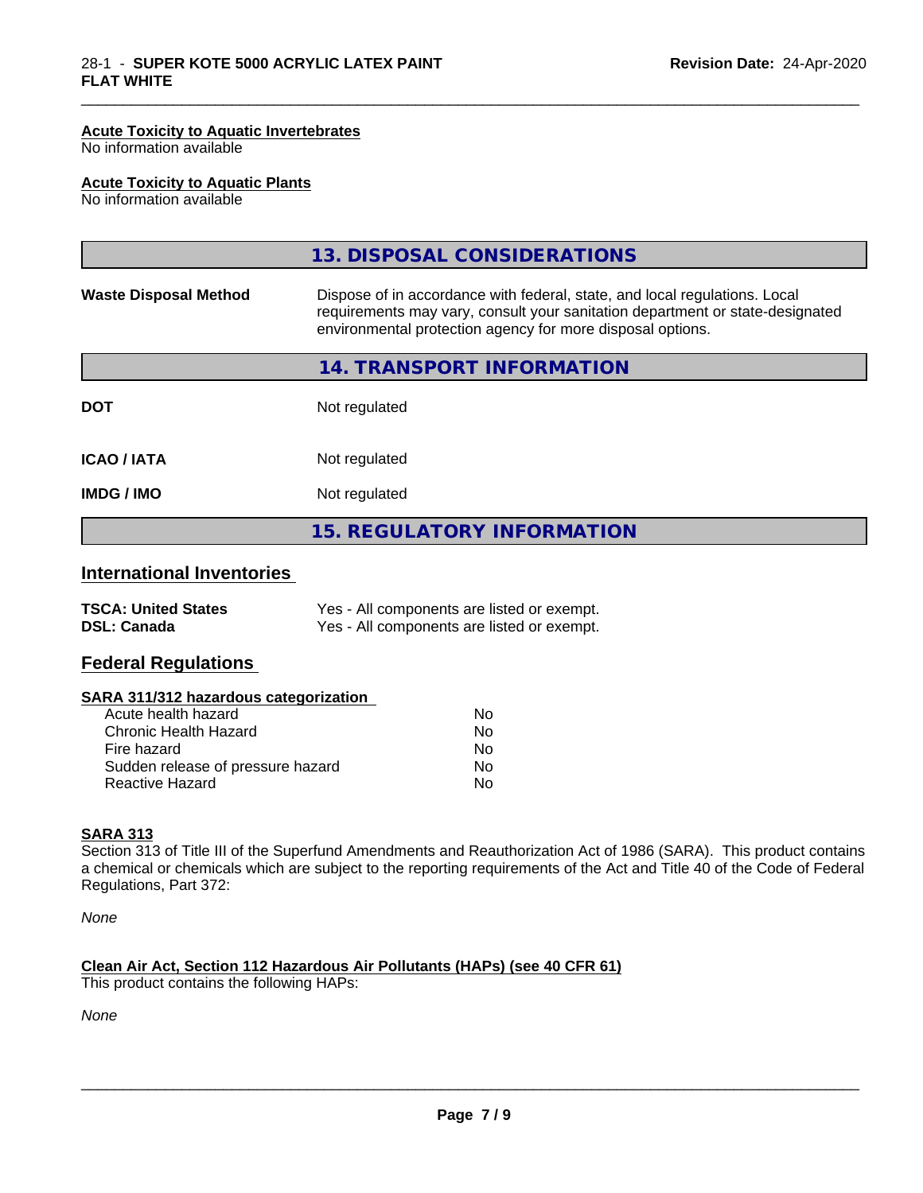#### Acute Toxicity to Aquatic Invertebrates
No information available

#### Acute Toxicity to Aquatic Plants
No information available

## 13. DISPOSAL CONSIDERATIONS

| | |
|---|---|
| **Waste Disposal Method** | Dispose of in accordance with federal, state, and local regulations. Local requirements may vary, consult your sanitation department or state-designated environmental protection agency for more disposal options. |

## 14. TRANSPORT INFORMATION

| | |
|---|---|
| **DOT** | Not regulated |
| **ICAO / IATA** | Not regulated |
| **IMDG / IMO** | Not regulated |

## 15. REGULATORY INFORMATION

### International Inventories

| | |
|---|---|
| **TSCA: United States** | Yes - All components are listed or exempt. |
| **DSL: Canada** | Yes - All components are listed or exempt. |

### Federal Regulations

#### SARA 311/312 hazardous categorization

| | |
|---|---|
| Acute health hazard | No |
| Chronic Health Hazard | No |
| Fire hazard | No |
| Sudden release of pressure hazard | No |
| Reactive Hazard | No |

#### SARA 313
Section 313 of Title III of the Superfund Amendments and Reauthorization Act of 1986 (SARA). This product contains a chemical or chemicals which are subject to the reporting requirements of the Act and Title 40 of the Code of Federal Regulations, Part 372:

*None*

#### Clean Air Act, Section 112 Hazardous Air Pollutants (HAPs) (see 40 CFR 61)
This product contains the following HAPs:

*None*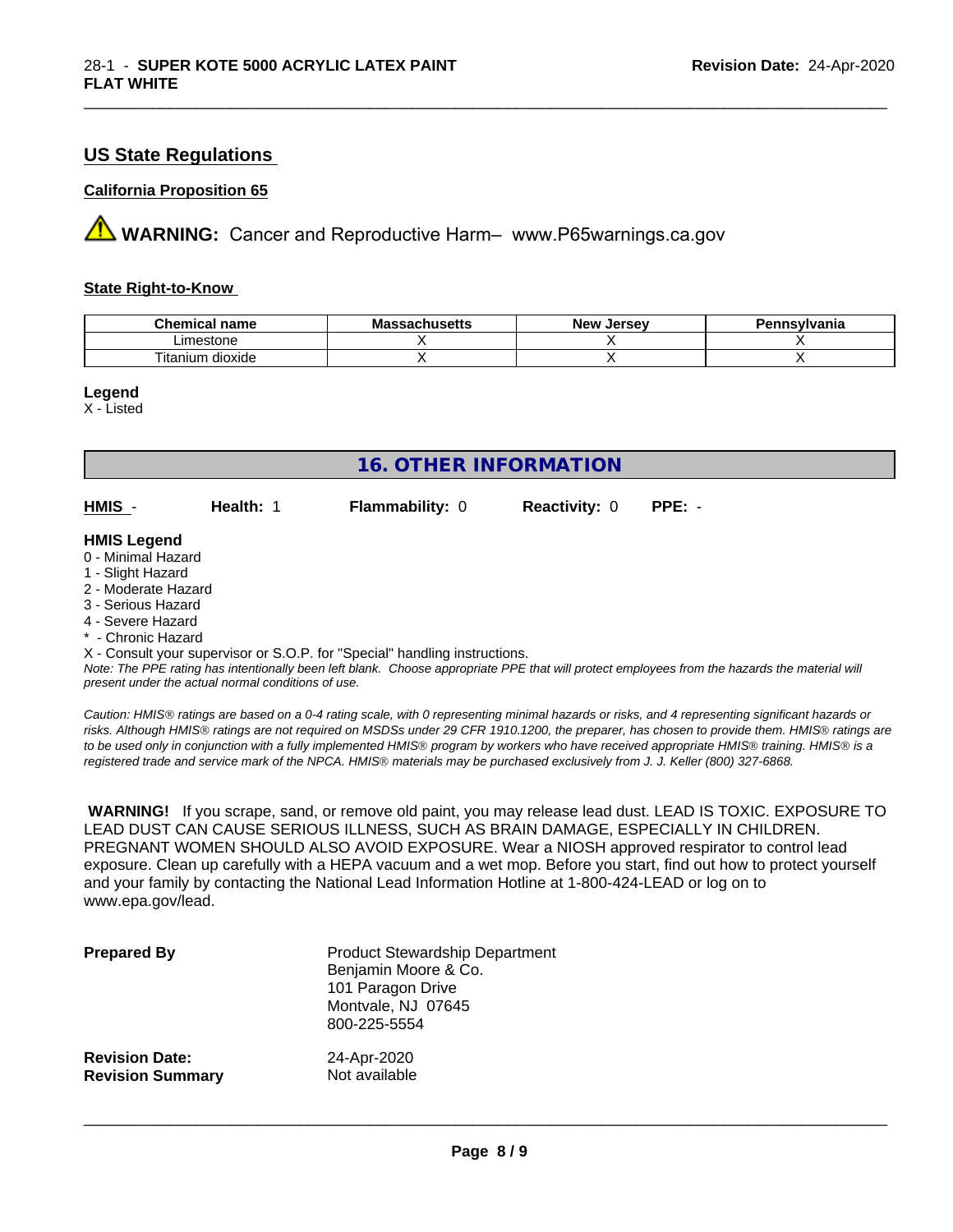## US State Regulations

### California Proposition 65

⚠ **WARNING:** Cancer and Reproductive Harm– www.P65warnings.ca.gov

### State Right-to-Know

| Chemical name | Massachusetts | New Jersey | Pennsylvania |
|---|---|---|---|
| Limestone | X | X | X |
| Titanium dioxide | X | X | X |

**Legend**

X - Listed

## 16. OTHER INFORMATION

**HMIS** - **Health:** 1 **Flammability:** 0 **Reactivity:** 0 **PPE:** -

**HMIS Legend**

0 - Minimal Hazard
1 - Slight Hazard
2 - Moderate Hazard
3 - Serious Hazard
4 - Severe Hazard
* - Chronic Hazard
X - Consult your supervisor or S.O.P. for "Special" handling instructions.

*Note: The PPE rating has intentionally been left blank. Choose appropriate PPE that will protect employees from the hazards the material will present under the actual normal conditions of use.*

*Caution: HMIS® ratings are based on a 0-4 rating scale, with 0 representing minimal hazards or risks, and 4 representing significant hazards or risks. Although HMIS® ratings are not required on MSDSs under 29 CFR 1910.1200, the preparer, has chosen to provide them. HMIS® ratings are to be used only in conjunction with a fully implemented HMIS® program by workers who have received appropriate HMIS® training. HMIS® is a registered trade and service mark of the NPCA. HMIS® materials may be purchased exclusively from J. J. Keller (800) 327-6868.*

**WARNING!** If you scrape, sand, or remove old paint, you may release lead dust. LEAD IS TOXIC. EXPOSURE TO LEAD DUST CAN CAUSE SERIOUS ILLNESS, SUCH AS BRAIN DAMAGE, ESPECIALLY IN CHILDREN. PREGNANT WOMEN SHOULD ALSO AVOID EXPOSURE. Wear a NIOSH approved respirator to control lead exposure. Clean up carefully with a HEPA vacuum and a wet mop. Before you start, find out how to protect yourself and your family by contacting the National Lead Information Hotline at 1-800-424-LEAD or log on to www.epa.gov/lead.

**Prepared By**
Product Stewardship Department
Benjamin Moore & Co.
101 Paragon Drive
Montvale, NJ 07645
800-225-5554

**Revision Date:** 24-Apr-2020
**Revision Summary** Not available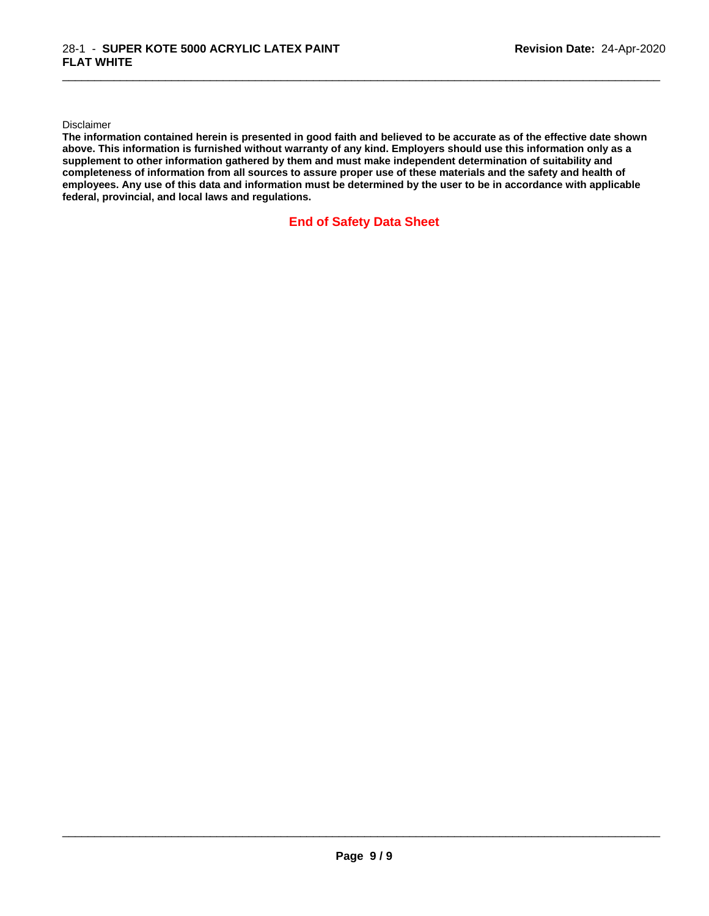Disclaimer

**The information contained herein is presented in good faith and believed to be accurate as of the effective date shown above. This information is furnished without warranty of any kind. Employers should use this information only as a supplement to other information gathered by them and must make independent determination of suitability and completeness of information from all sources to assure proper use of these materials and the safety and health of employees. Any use of this data and information must be determined by the user to be in accordance with applicable federal, provincial, and local laws and regulations.**

**End of Safety Data Sheet**